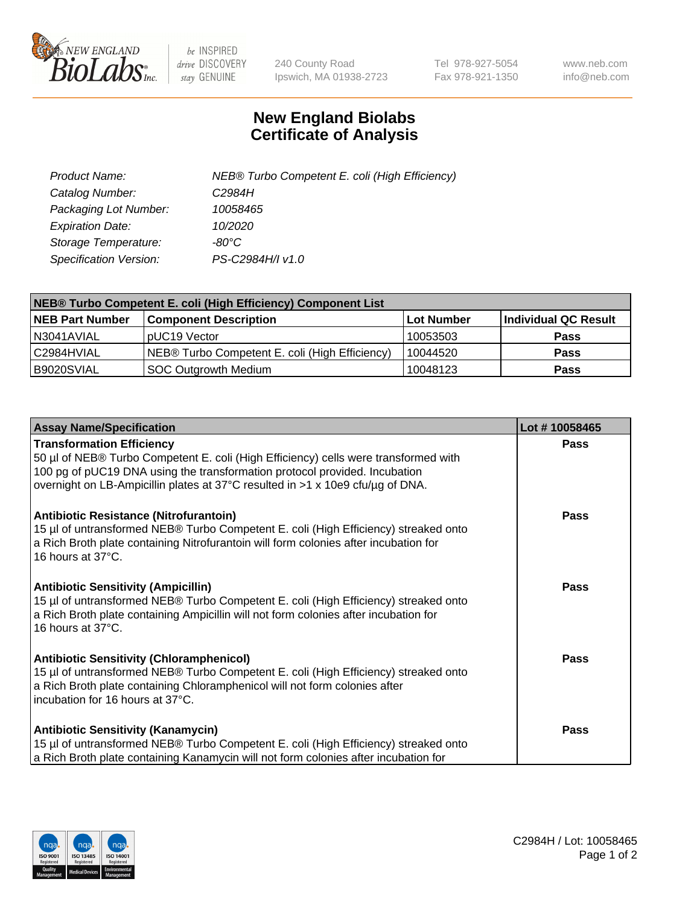# New England Biolabs Certificate of Analysis

| | |
|---|---|
| *Product Name:* | *NEB® Turbo Competent E. coli (High Efficiency)* |
| *Catalog Number:* | *C2984H* |
| *Packaging Lot Number:* | *10058465* |
| *Expiration Date:* | *10/2020* |
| *Storage Temperature:* | *-80°C* |
| *Specification Version:* | *PS-C2984H/I v1.0* |

| NEB® Turbo Competent E. coli (High Efficiency) Component List | | | |
|---|---|---|---|
| **NEB Part Number** | **Component Description** | **Lot Number** | **Individual QC Result** |
| N3041AVIAL | pUC19 Vector | 10053503 | **Pass** |
| C2984HVIAL | NEB® Turbo Competent E. coli (High Efficiency) | 10044520 | **Pass** |
| B9020SVIAL | SOC Outgrowth Medium | 10048123 | **Pass** |

| Assay Name/Specification | Lot # 10058465 |
|---|---|
| **Transformation Efficiency**<br>50 µl of NEB® Turbo Competent E. coli (High Efficiency) cells were transformed with 100 pg of pUC19 DNA using the transformation protocol provided. Incubation overnight on LB-Ampicillin plates at 37°C resulted in >1 x 10e9 cfu/µg of DNA. | **Pass** |
| **Antibiotic Resistance (Nitrofurantoin)**<br>15 µl of untransformed NEB® Turbo Competent E. coli (High Efficiency) streaked onto a Rich Broth plate containing Nitrofurantoin will form colonies after incubation for 16 hours at 37°C. | **Pass** |
| **Antibiotic Sensitivity (Ampicillin)**<br>15 µl of untransformed NEB® Turbo Competent E. coli (High Efficiency) streaked onto a Rich Broth plate containing Ampicillin will not form colonies after incubation for 16 hours at 37°C. | **Pass** |
| **Antibiotic Sensitivity (Chloramphenicol)**<br>15 µl of untransformed NEB® Turbo Competent E. coli (High Efficiency) streaked onto a Rich Broth plate containing Chloramphenicol will not form colonies after incubation for 16 hours at 37°C. | **Pass** |
| **Antibiotic Sensitivity (Kanamycin)**<br>15 µl of untransformed NEB® Turbo Competent E. coli (High Efficiency) streaked onto a Rich Broth plate containing Kanamycin will not form colonies after incubation for | **Pass** |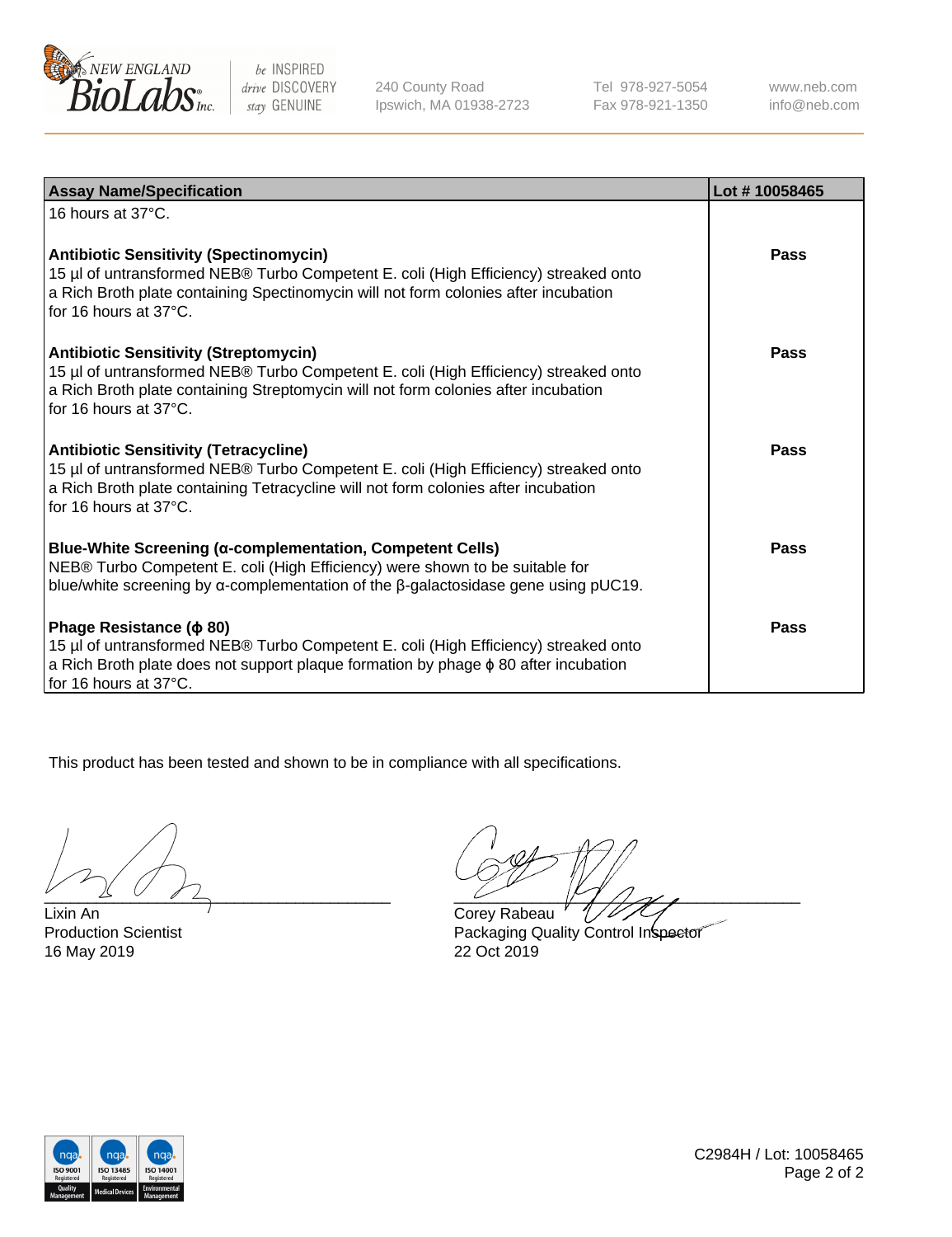| Assay Name/Specification | Lot # 10058465 |
|---|---|
| 16 hours at 37°C. | |
| **Antibiotic Sensitivity (Spectinomycin)**<br>15 µl of untransformed NEB® Turbo Competent E. coli (High Efficiency) streaked onto a Rich Broth plate containing Spectinomycin will not form colonies after incubation for 16 hours at 37°C. | **Pass** |
| **Antibiotic Sensitivity (Streptomycin)**<br>15 µl of untransformed NEB® Turbo Competent E. coli (High Efficiency) streaked onto a Rich Broth plate containing Streptomycin will not form colonies after incubation for 16 hours at 37°C. | **Pass** |
| **Antibiotic Sensitivity (Tetracycline)**<br>15 µl of untransformed NEB® Turbo Competent E. coli (High Efficiency) streaked onto a Rich Broth plate containing Tetracycline will not form colonies after incubation for 16 hours at 37°C. | **Pass** |
| **Blue-White Screening (α-complementation, Competent Cells)**<br>NEB® Turbo Competent E. coli (High Efficiency) were shown to be suitable for blue/white screening by α-complementation of the β-galactosidase gene using pUC19. | **Pass** |
| **Phage Resistance (ϕ 80)**<br>15 µl of untransformed NEB® Turbo Competent E. coli (High Efficiency) streaked onto a Rich Broth plate does not support plaque formation by phage ϕ 80 after incubation for 16 hours at 37°C. | **Pass** |

This product has been tested and shown to be in compliance with all specifications.

Lixin An
Production Scientist
16 May 2019

Corey Rabeau
Packaging Quality Control Inspector
22 Oct 2019

C2984H / Lot: 10058465